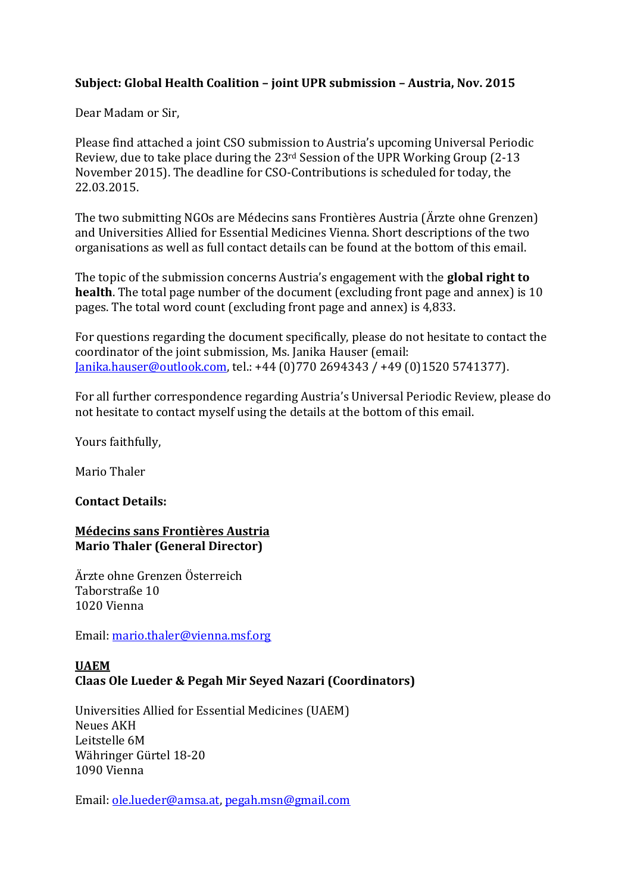**Subject: Global Health Coalition – joint UPR submission – Austria, Nov. 2015**

Dear Madam or Sir,

Please find attached a joint CSO submission to Austria's upcoming Universal Periodic Review, due to take place during the 23rd Session of the UPR Working Group (2-13 November 2015). The deadline for CSO-Contributions is scheduled for today, the 22.03.2015.

The two submitting NGOs are Médecins sans Frontières Austria (Ärzte ohne Grenzen) and Universities Allied for Essential Medicines Vienna. Short descriptions of the two organisations as well as full contact details can be found at the bottom of this email.

The topic of the submission concerns Austria's engagement with the **global right to health**. The total page number of the document (excluding front page and annex) is 10 pages. The total word count (excluding front page and annex) is 4,833.

For questions regarding the document specifically, please do not hesitate to contact the coordinator of the joint submission, Ms. Janika Hauser (email: Janika.hauser@outlook.com, tel.: +44 (0)770 2694343 / +49 (0)1520 5741377).

For all further correspondence regarding Austria's Universal Periodic Review, please do not hesitate to contact myself using the details at the bottom of this email.

Yours faithfully,

Mario Thaler

**Contact Details:**

**Médecins sans Frontières Austria**
**Mario Thaler (General Director)**

Ärzte ohne Grenzen Österreich
Taborstraße 10
1020 Vienna

Email: mario.thaler@vienna.msf.org

**UAEM**
**Claas Ole Lueder & Pegah Mir Seyed Nazari (Coordinators)**

Universities Allied for Essential Medicines (UAEM)
Neues AKH
Leitstelle 6M
Währinger Gürtel 18-20
1090 Vienna

Email: ole.lueder@amsa.at, pegah.msn@gmail.com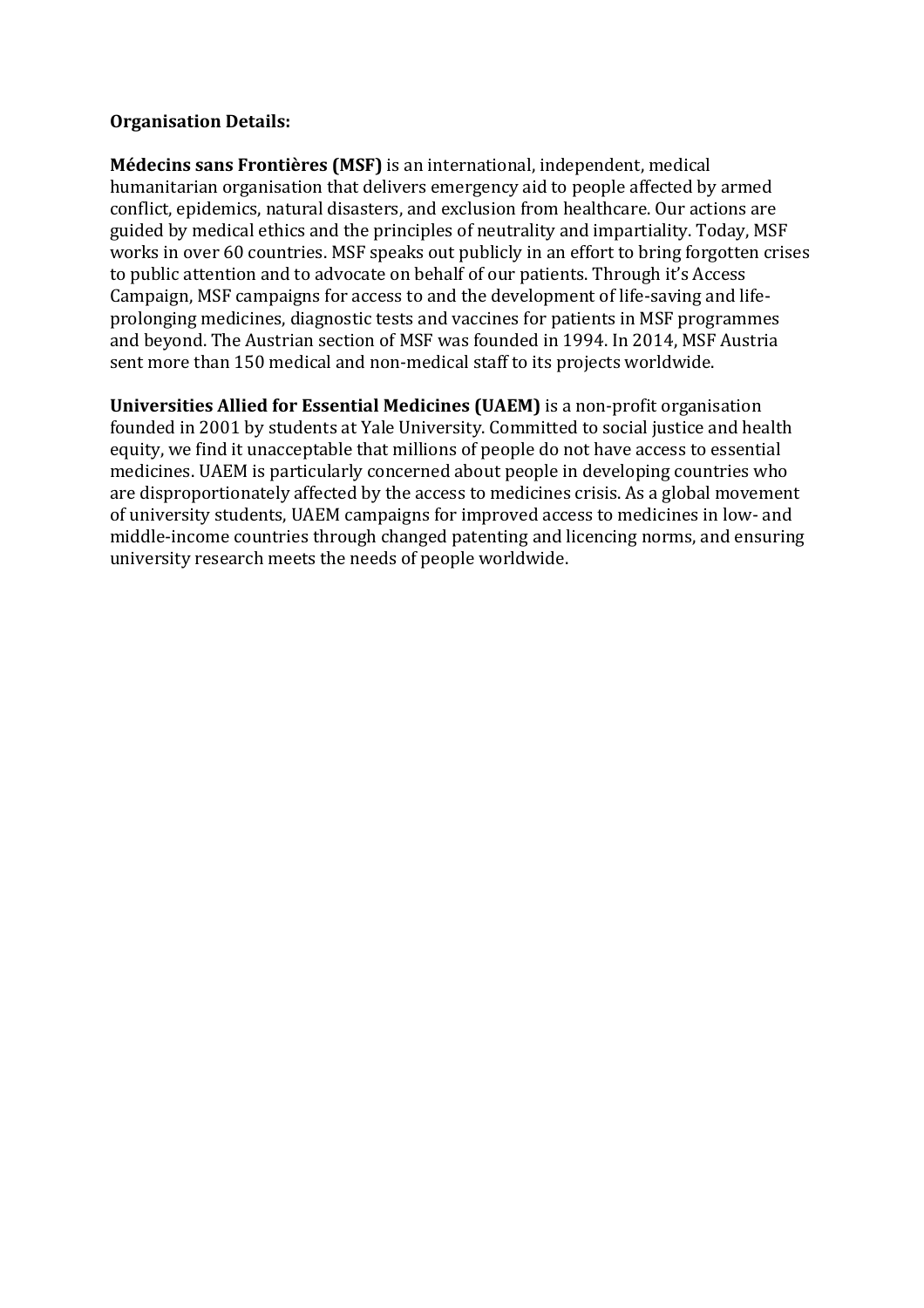**Organisation Details:**

**Médecins sans Frontières (MSF)** is an international, independent, medical humanitarian organisation that delivers emergency aid to people affected by armed conflict, epidemics, natural disasters, and exclusion from healthcare. Our actions are guided by medical ethics and the principles of neutrality and impartiality. Today, MSF works in over 60 countries. MSF speaks out publicly in an effort to bring forgotten crises to public attention and to advocate on behalf of our patients. Through it's Access Campaign, MSF campaigns for access to and the development of life-saving and life-prolonging medicines, diagnostic tests and vaccines for patients in MSF programmes and beyond. The Austrian section of MSF was founded in 1994. In 2014, MSF Austria sent more than 150 medical and non-medical staff to its projects worldwide.

**Universities Allied for Essential Medicines (UAEM)** is a non-profit organisation founded in 2001 by students at Yale University. Committed to social justice and health equity, we find it unacceptable that millions of people do not have access to essential medicines. UAEM is particularly concerned about people in developing countries who are disproportionately affected by the access to medicines crisis. As a global movement of university students, UAEM campaigns for improved access to medicines in low- and middle-income countries through changed patenting and licencing norms, and ensuring university research meets the needs of people worldwide.